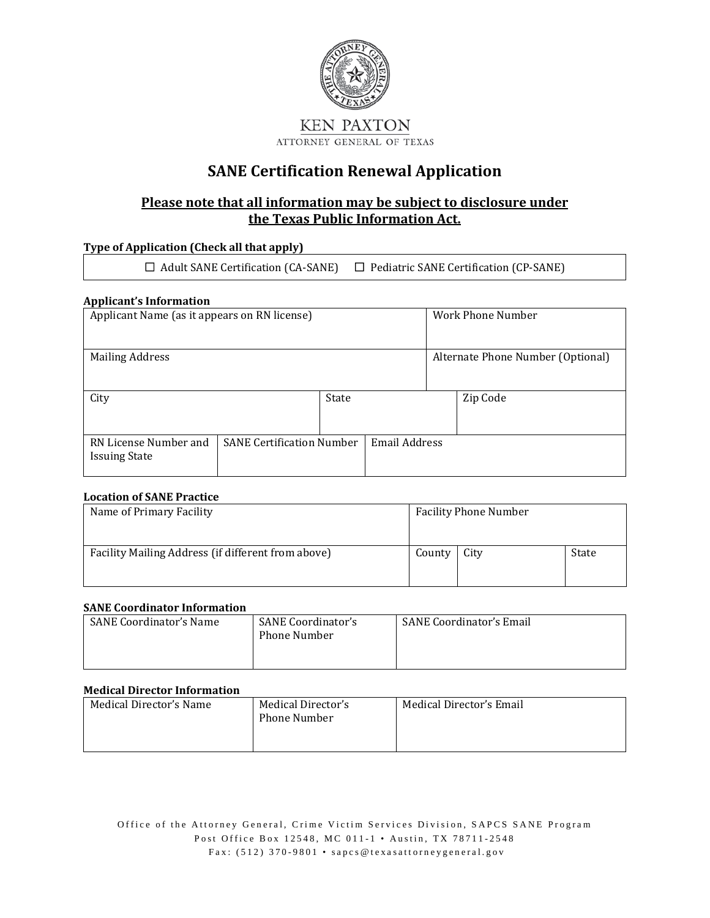KEN PAXTON

ATTORNEY GENERAL OF TEXAS

# SANE Certification Renewal Application

## Please note that all information may be subject to disclosure under the Texas Public Information Act.

**Type of Application (Check all that apply)**

☐ Adult SANE Certification (CA-SANE) ☐ Pediatric SANE Certification (CP-SANE)

**Applicant's Information**

| Applicant Name (as it appears on RN license) | | | Work Phone Number |
|---|---|---|---|
| Mailing Address | | | Alternate Phone Number (Optional) |
| City | | State | Zip Code |
| RN License Number and Issuing State | SANE Certification Number | Email Address | |

**Location of SANE Practice**

| Name of Primary Facility | Facility Phone Number | | |
|---|---|---|---|
| Facility Mailing Address (if different from above) | County | City | State |

**SANE Coordinator Information**

| SANE Coordinator's Name | SANE Coordinator's Phone Number | SANE Coordinator's Email |
|---|---|---|
| | | |

**Medical Director Information**

| Medical Director's Name | Medical Director's Phone Number | Medical Director's Email |
|---|---|---|
| | | |

Office of the Attorney General, Crime Victim Services Division, SAPCS SANE Program
Post Office Box 12548, MC 011-1 • Austin, TX 78711-2548
Fax: (512) 370-9801 • sapcs@texasattorneygeneral.gov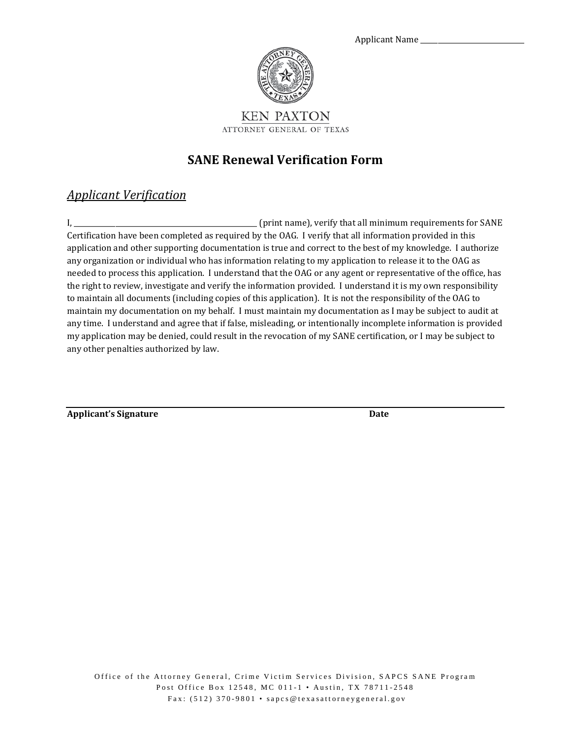Applicant Name ____________________

KEN PAXTON
ATTORNEY GENERAL OF TEXAS

# SANE Renewal Verification Form

## *Applicant Verification*

I, ________________________________________ (print name), verify that all minimum requirements for SANE Certification have been completed as required by the OAG. I verify that all information provided in this application and other supporting documentation is true and correct to the best of my knowledge. I authorize any organization or individual who has information relating to my application to release it to the OAG as needed to process this application. I understand that the OAG or any agent or representative of the office, has the right to review, investigate and verify the information provided. I understand it is my own responsibility to maintain all documents (including copies of this application). It is not the responsibility of the OAG to maintain my documentation on my behalf. I must maintain my documentation as I may be subject to audit at any time. I understand and agree that if false, misleading, or intentionally incomplete information is provided my application may be denied, could result in the revocation of my SANE certification, or I may be subject to any other penalties authorized by law.

________________________________________________________________

**Applicant's Signature** **Date**

Office of the Attorney General, Crime Victim Services Division, SAPCS SANE Program
Post Office Box 12548, MC 011-1 • Austin, TX 78711-2548
Fax: (512) 370-9801 • sapcs@texasattorneygeneral.gov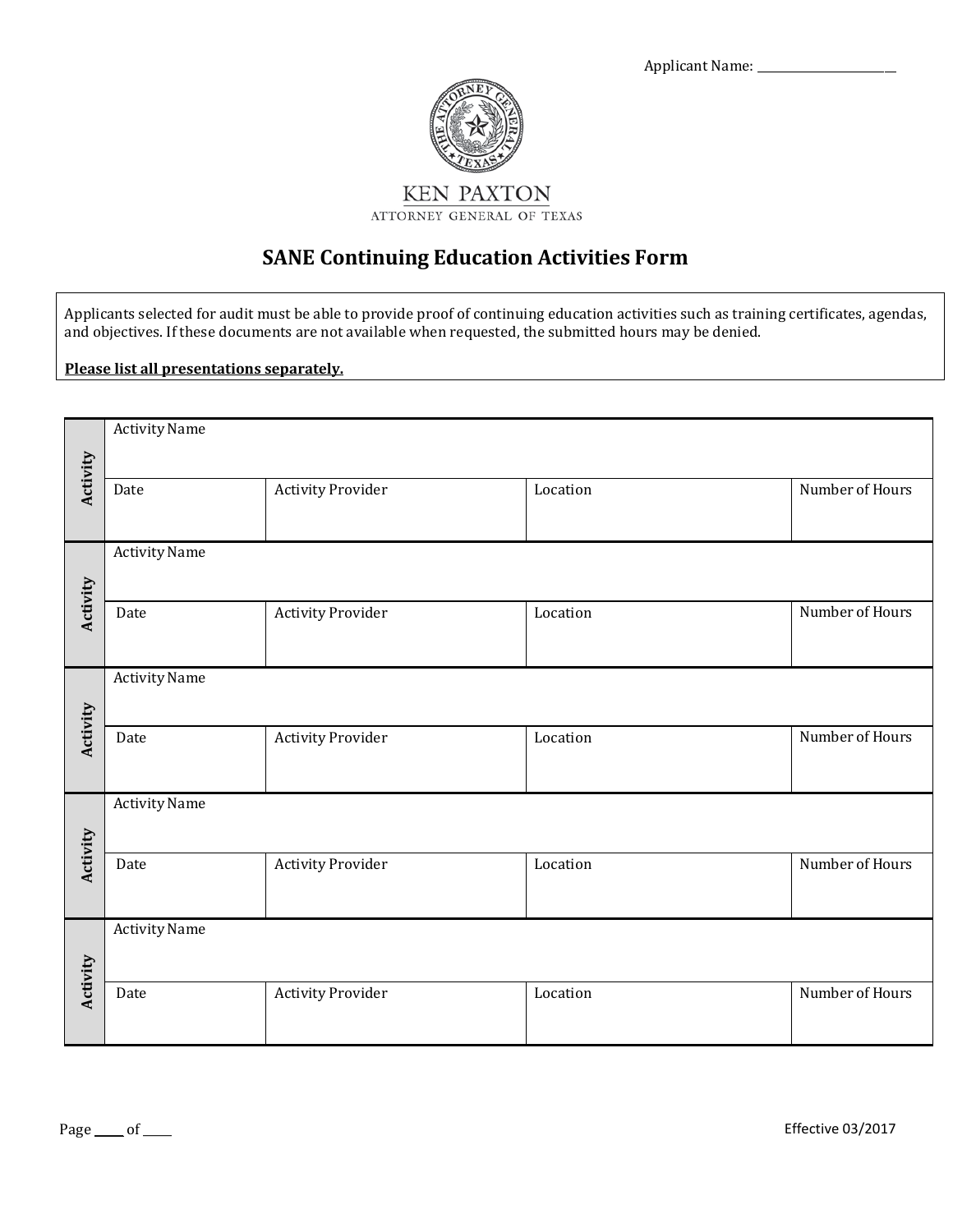Applicant Name: ______________________

KEN PAXTON
ATTORNEY GENERAL OF TEXAS

# SANE Continuing Education Activities Form

Applicants selected for audit must be able to provide proof of continuing education activities such as training certificates, agendas, and objectives. If these documents are not available when requested, the submitted hours may be denied.

**Please list all presentations separately.**

| | Activity Name | | | |
|---|---|---|---|---|
| **Activity** | Date | Activity Provider | Location | Number of Hours |

| | Activity Name | | | |
|---|---|---|---|---|
| **Activity** | Date | Activity Provider | Location | Number of Hours |

| | Activity Name | | | |
|---|---|---|---|---|
| **Activity** | Date | Activity Provider | Location | Number of Hours |

| | Activity Name | | | |
|---|---|---|---|---|
| **Activity** | Date | Activity Provider | Location | Number of Hours |

| | Activity Name | | | |
|---|---|---|---|---|
| **Activity** | Date | Activity Provider | Location | Number of Hours |

Page ____ of ____

Effective 03/2017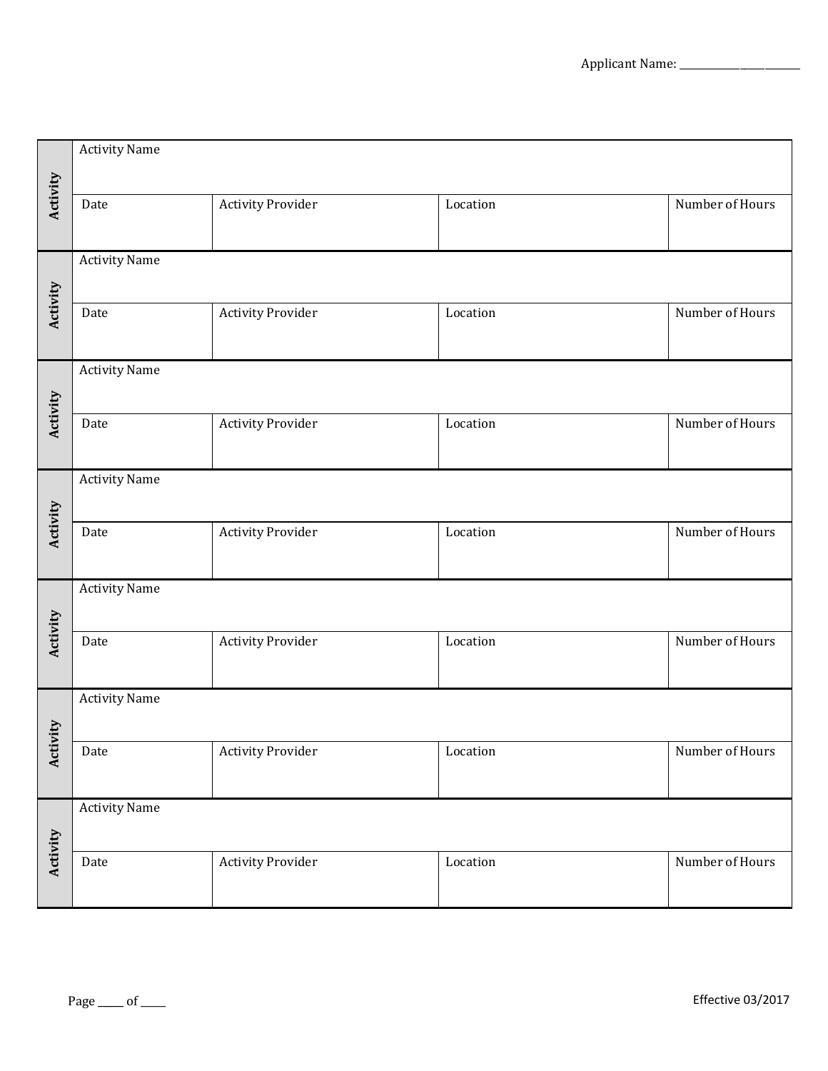Applicant Name: ________________________

| Activity | Activity Name | | | |
|---|---|---|---|---|
| | Date | Activity Provider | Location | Number of Hours |

| Activity | Activity Name | | | |
|---|---|---|---|---|
| | Date | Activity Provider | Location | Number of Hours |

| Activity | Activity Name | | | |
|---|---|---|---|---|
| | Date | Activity Provider | Location | Number of Hours |

| Activity | Activity Name | | | |
|---|---|---|---|---|
| | Date | Activity Provider | Location | Number of Hours |

| Activity | Activity Name | | | |
|---|---|---|---|---|
| | Date | Activity Provider | Location | Number of Hours |

| Activity | Activity Name | | | |
|---|---|---|---|---|
| | Date | Activity Provider | Location | Number of Hours |

| Activity | Activity Name | | | |
|---|---|---|---|---|
| | Date | Activity Provider | Location | Number of Hours |

Page _____ of _____

Effective 03/2017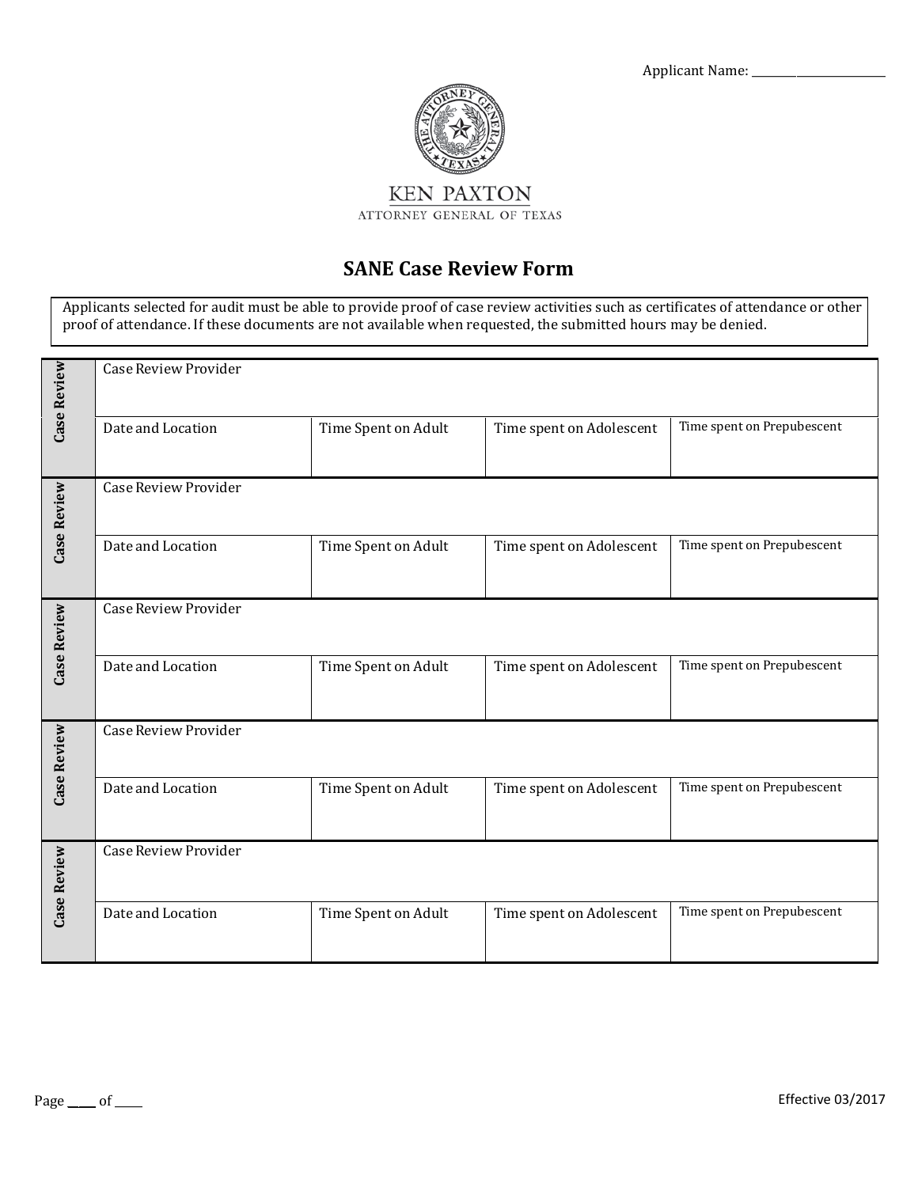Applicant Name: ____________________

KEN PAXTON
ATTORNEY GENERAL OF TEXAS

# SANE Case Review Form

Applicants selected for audit must be able to provide proof of case review activities such as certificates of attendance or other proof of attendance. If these documents are not available when requested, the submitted hours may be denied.

| | | | | |
|---|---|---|---|---|
| **Case Review** | Case Review Provider | | | |
| | Date and Location | Time Spent on Adult | Time spent on Adolescent | Time spent on Prepubescent |
| **Case Review** | Case Review Provider | | | |
| | Date and Location | Time Spent on Adult | Time spent on Adolescent | Time spent on Prepubescent |
| **Case Review** | Case Review Provider | | | |
| | Date and Location | Time Spent on Adult | Time spent on Adolescent | Time spent on Prepubescent |
| **Case Review** | Case Review Provider | | | |
| | Date and Location | Time Spent on Adult | Time spent on Adolescent | Time spent on Prepubescent |
| **Case Review** | Case Review Provider | | | |
| | Date and Location | Time Spent on Adult | Time spent on Adolescent | Time spent on Prepubescent |

Page ____ of ____

Effective 03/2017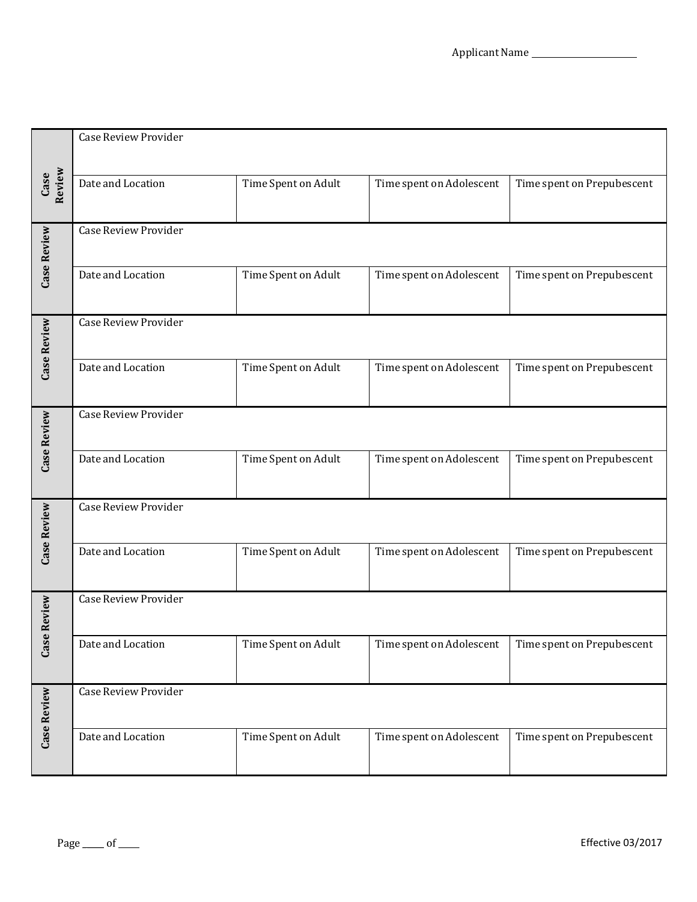Applicant Name ______________________

| | Case Review Provider | | | |
|---|---|---|---|---|
| **Case Review** | Date and Location | Time Spent on Adult | Time spent on Adolescent | Time spent on Prepubescent |
| | Case Review Provider | | | |
| **Case Review** | Date and Location | Time Spent on Adult | Time spent on Adolescent | Time spent on Prepubescent |
| | Case Review Provider | | | |
| **Case Review** | Date and Location | Time Spent on Adult | Time spent on Adolescent | Time spent on Prepubescent |
| | Case Review Provider | | | |
| **Case Review** | Date and Location | Time Spent on Adult | Time spent on Adolescent | Time spent on Prepubescent |
| | Case Review Provider | | | |
| **Case Review** | Date and Location | Time Spent on Adult | Time spent on Adolescent | Time spent on Prepubescent |
| | Case Review Provider | | | |
| **Case Review** | Date and Location | Time Spent on Adult | Time spent on Adolescent | Time spent on Prepubescent |
| | Case Review Provider | | | |
| **Case Review** | Date and Location | Time Spent on Adult | Time spent on Adolescent | Time spent on Prepubescent |

Effective 03/2017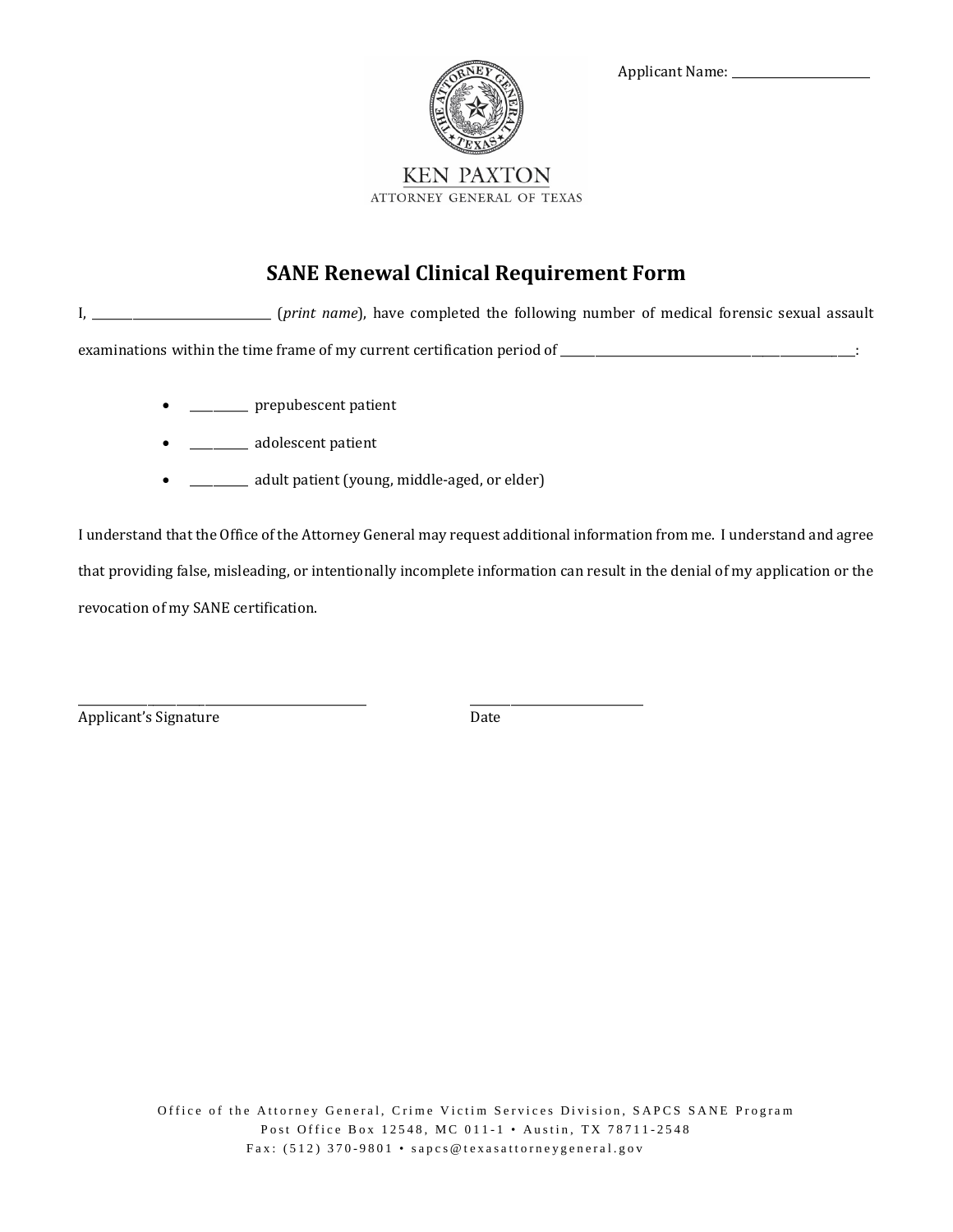Applicant Name: ______________________

KEN PAXTON

ATTORNEY GENERAL OF TEXAS

# SANE Renewal Clinical Requirement Form

I, ____________________________ (*print name*), have completed the following number of medical forensic sexual assault examinations within the time frame of my current certification period of _______________________________________________:

- _________ prepubescent patient
- _________ adolescent patient
- _________ adult patient (young, middle-aged, or elder)

I understand that the Office of the Attorney General may request additional information from me. I understand and agree that providing false, misleading, or intentionally incomplete information can result in the denial of my application or the revocation of my SANE certification.

_______________________________________________ Applicant's Signature

____________________________ Date

Office of the Attorney General, Crime Victim Services Division, SAPCS SANE Program
Post Office Box 12548, MC 011-1 • Austin, TX 78711-2548
Fax: (512) 370-9801 • sapcs@texasattorneygeneral.gov